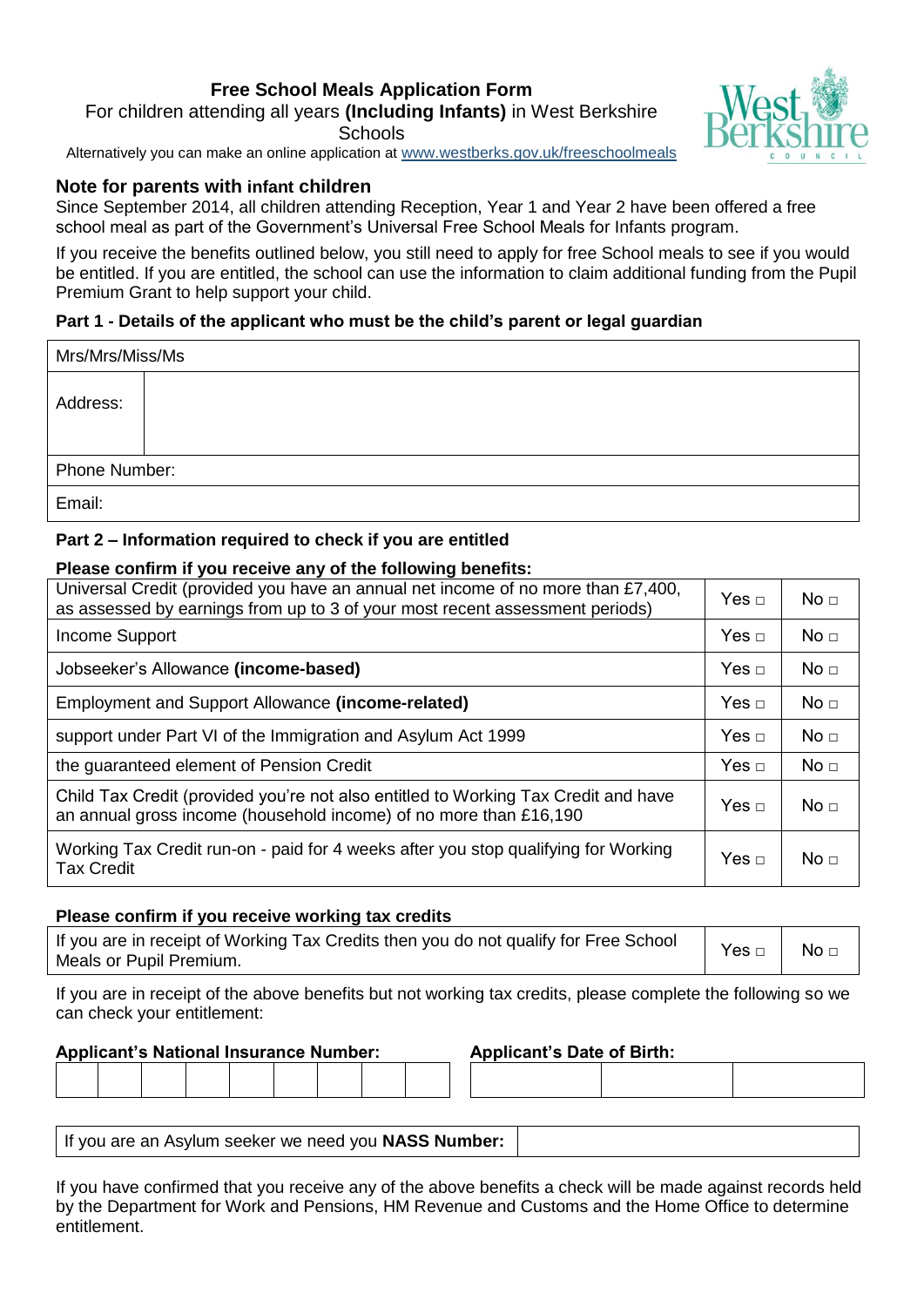# Free School Meals Application Form

For children attending all years **(Including Infants)** in West Berkshire Schools

Alternatively you can make an online application at www.westberks.gov.uk/freeschoolmeals

## Note for parents with infant children

Since September 2014, all children attending Reception, Year 1 and Year 2 have been offered a free school meal as part of the Government's Universal Free School Meals for Infants program.

If you receive the benefits outlined below, you still need to apply for free School meals to see if you would be entitled. If you are entitled, the school can use the information to claim additional funding from the Pupil Premium Grant to help support your child.

### Part 1 - Details of the applicant who must be the child's parent or legal guardian

| Mrs/Mrs/Miss/Ms | |
|---|---|
| Address: | |
| Phone Number: | |
| Email: | |

### Part 2 – Information required to check if you are entitled

**Please confirm if you receive any of the following benefits:**

| Benefit | Yes | No |
|---|---|---|
| Universal Credit (provided you have an annual net income of no more than £7,400, as assessed by earnings from up to 3 of your most recent assessment periods) | Yes □ | No □ |
| Income Support | Yes □ | No □ |
| Jobseeker's Allowance **(income-based)** | Yes □ | No □ |
| Employment and Support Allowance **(income-related)** | Yes □ | No □ |
| support under Part VI of the Immigration and Asylum Act 1999 | Yes □ | No □ |
| the guaranteed element of Pension Credit | Yes □ | No □ |
| Child Tax Credit (provided you're not also entitled to Working Tax Credit and have an annual gross income (household income) of no more than £16,190 | Yes □ | No □ |
| Working Tax Credit run-on - paid for 4 weeks after you stop qualifying for Working Tax Credit | Yes □ | No □ |

**Please confirm if you receive working tax credits**

| | | |
|---|---|---|
| If you are in receipt of Working Tax Credits then you do not qualify for Free School Meals or Pupil Premium. | Yes □ | No □ |

If you are in receipt of the above benefits but not working tax credits, please complete the following so we can check your entitlement:

**Applicant's National Insurance Number:**

| | | | | | | | | |
|---|---|---|---|---|---|---|---|---|
| | | | | | | | | |

**Applicant's Date of Birth:**

| | | |
|---|---|---|
| | | |

| If you are an Asylum seeker we need you **NASS Number:** | |
|---|---|

If you have confirmed that you receive any of the above benefits a check will be made against records held by the Department for Work and Pensions, HM Revenue and Customs and the Home Office to determine entitlement.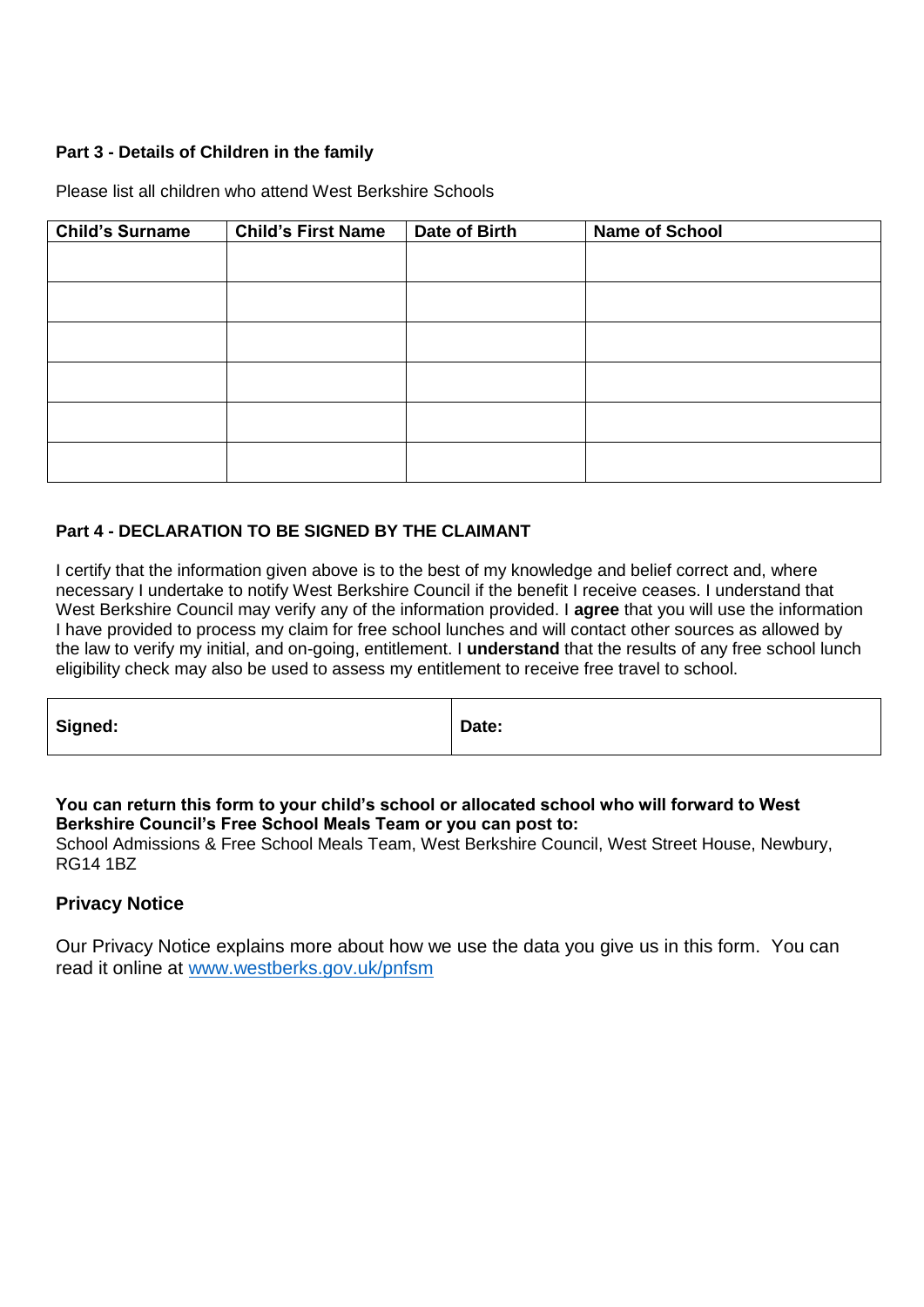**Part 3 - Details of Children in the family**

Please list all children who attend West Berkshire Schools

| Child's Surname | Child's First Name | Date of Birth | Name of School |
|---|---|---|---|
| | | | |
| | | | |
| | | | |
| | | | |
| | | | |
| | | | |

**Part 4 - DECLARATION TO BE SIGNED BY THE CLAIMANT**

I certify that the information given above is to the best of my knowledge and belief correct and, where necessary I undertake to notify West Berkshire Council if the benefit I receive ceases. I understand that West Berkshire Council may verify any of the information provided. I **agree** that you will use the information I have provided to process my claim for free school lunches and will contact other sources as allowed by the law to verify my initial, and on-going, entitlement. I **understand** that the results of any free school lunch eligibility check may also be used to assess my entitlement to receive free travel to school.

| | |
|---|---|
| **Signed:** | **Date:** |

**You can return this form to your child's school or allocated school who will forward to West Berkshire Council's Free School Meals Team or you can post to:**
School Admissions & Free School Meals Team, West Berkshire Council, West Street House, Newbury, RG14 1BZ

## Privacy Notice

Our Privacy Notice explains more about how we use the data you give us in this form. You can read it online at www.westberks.gov.uk/pnfsm